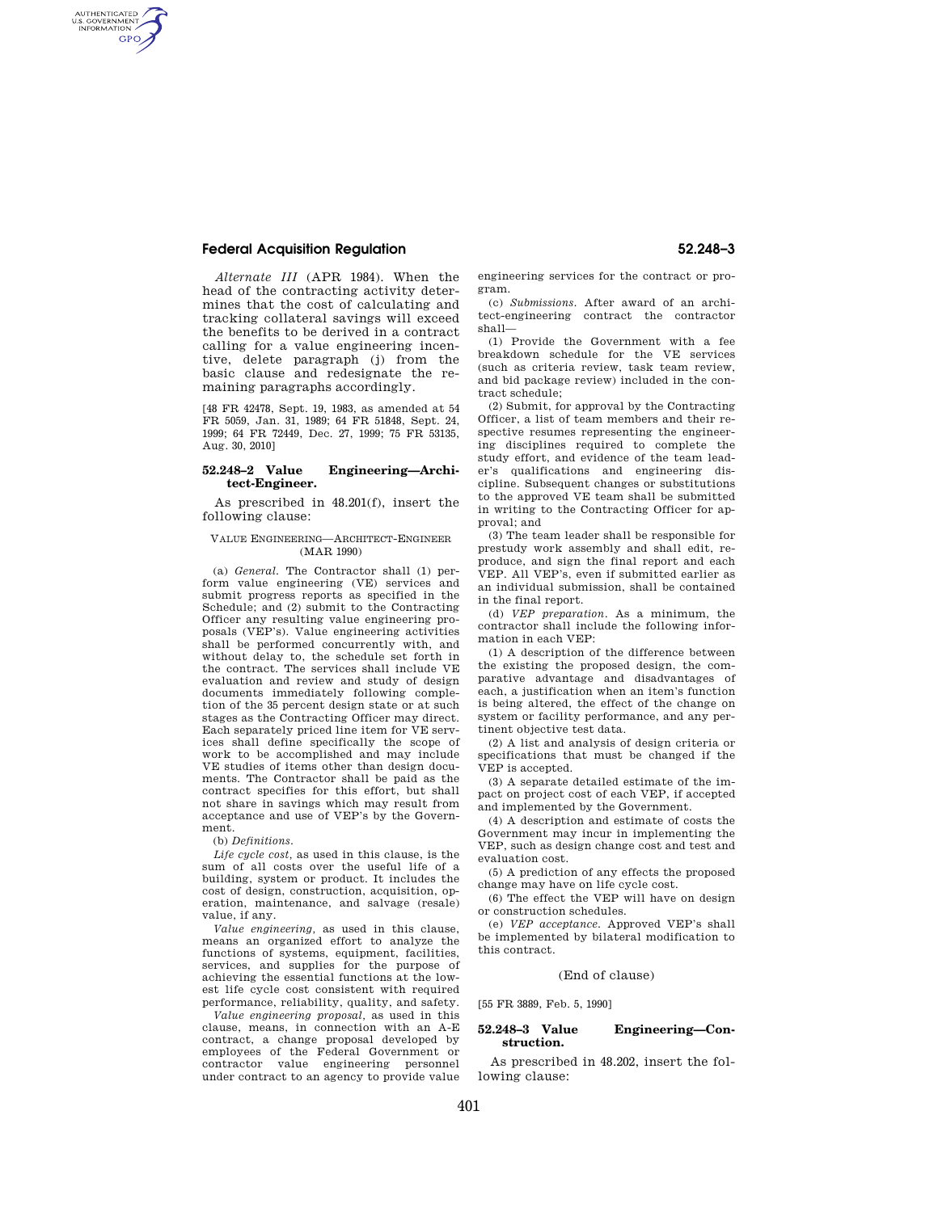*Alternate III* (APR 1984). When the head of the contracting activity determines that the cost of calculating and tracking collateral savings will exceed the benefits to be derived in a contract calling for a value engineering incentive, delete paragraph (j) from the basic clause and redesignate the remaining paragraphs accordingly.

[48 FR 42478, Sept. 19, 1983, as amended at 54 FR 5059, Jan. 31, 1989; 64 FR 51848, Sept. 24, 1999; 64 FR 72449, Dec. 27, 1999; 75 FR 53135, Aug. 30, 2010]

### 52.248–2 Value Engineering—Architect-Engineer.

As prescribed in 48.201(f), insert the following clause:

VALUE ENGINEERING—ARCHITECT-ENGINEER (MAR 1990)

(a) *General.* The Contractor shall (1) perform value engineering (VE) services and submit progress reports as specified in the Schedule; and (2) submit to the Contracting Officer any resulting value engineering proposals (VEP's). Value engineering activities shall be performed concurrently with, and without delay to, the schedule set forth in the contract. The services shall include VE evaluation and review and study of design documents immediately following completion of the 35 percent design state or at such stages as the Contracting Officer may direct. Each separately priced line item for VE services shall define specifically the scope of work to be accomplished and may include VE studies of items other than design documents. The Contractor shall be paid as the contract specifies for this effort, but shall not share in savings which may result from acceptance and use of VEP's by the Government.

(b) *Definitions.*

*Life cycle cost,* as used in this clause, is the sum of all costs over the useful life of a building, system or product. It includes the cost of design, construction, acquisition, operation, maintenance, and salvage (resale) value, if any.

*Value engineering,* as used in this clause, means an organized effort to analyze the functions of systems, equipment, facilities, services, and supplies for the purpose of achieving the essential functions at the lowest life cycle cost consistent with required performance, reliability, quality, and safety.

*Value engineering proposal,* as used in this clause, means, in connection with an A-E contract, a change proposal developed by employees of the Federal Government or contractor value engineering personnel under contract to an agency to provide value engineering services for the contract or program.

(c) *Submissions.* After award of an architect-engineering contract the contractor shall—

(1) Provide the Government with a fee breakdown schedule for the VE services (such as criteria review, task team review, and bid package review) included in the contract schedule;

(2) Submit, for approval by the Contracting Officer, a list of team members and their respective resumes representing the engineering disciplines required to complete the study effort, and evidence of the team leader's qualifications and engineering discipline. Subsequent changes or substitutions to the approved VE team shall be submitted in writing to the Contracting Officer for approval; and

(3) The team leader shall be responsible for prestudy work assembly and shall edit, reproduce, and sign the final report and each VEP. All VEP's, even if submitted earlier as an individual submission, shall be contained in the final report.

(d) *VEP preparation.* As a minimum, the contractor shall include the following information in each VEP:

(1) A description of the difference between the existing the proposed design, the comparative advantage and disadvantages of each, a justification when an item's function is being altered, the effect of the change on system or facility performance, and any pertinent objective test data.

(2) A list and analysis of design criteria or specifications that must be changed if the VEP is accepted.

(3) A separate detailed estimate of the impact on project cost of each VEP, if accepted and implemented by the Government.

(4) A description and estimate of costs the Government may incur in implementing the VEP, such as design change cost and test and evaluation cost.

(5) A prediction of any effects the proposed change may have on life cycle cost.

(6) The effect the VEP will have on design or construction schedules.

(e) *VEP acceptance.* Approved VEP's shall be implemented by bilateral modification to this contract.

(End of clause)

[55 FR 3889, Feb. 5, 1990]

### 52.248–3 Value Engineering—Construction.

As prescribed in 48.202, insert the following clause: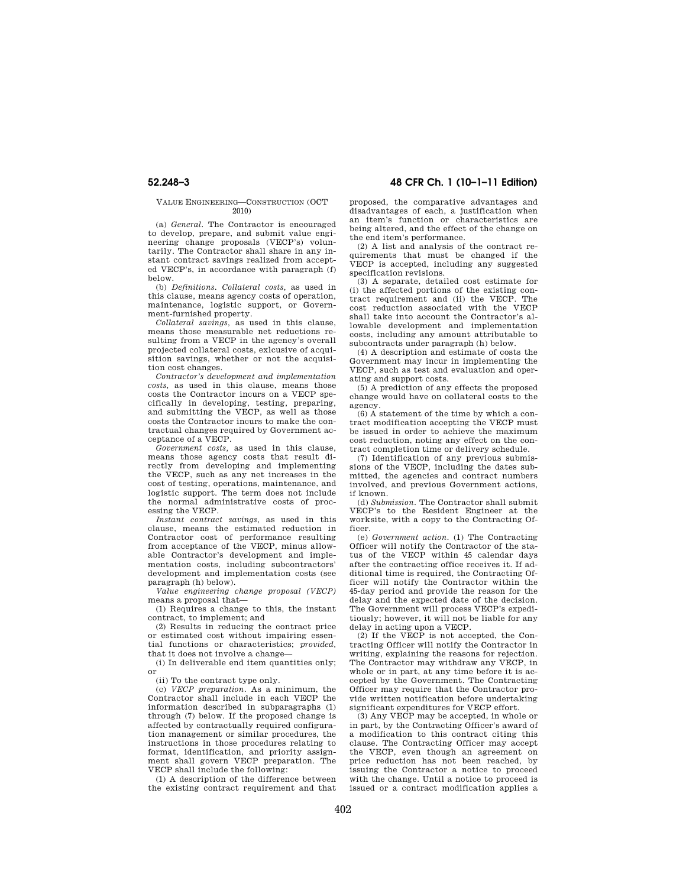VALUE ENGINEERING—CONSTRUCTION (OCT 2010)

(a) *General.* The Contractor is encouraged to develop, prepare, and submit value engineering change proposals (VECP's) voluntarily. The Contractor shall share in any instant contract savings realized from accepted VECP's, in accordance with paragraph (f) below.

(b) *Definitions. Collateral costs,* as used in this clause, means agency costs of operation, maintenance, logistic support, or Government-furnished property.

*Collateral savings,* as used in this clause, means those measurable net reductions resulting from a VECP in the agency's overall projected collateral costs, exlcusive of acquisition savings, whether or not the acquisition cost changes.

*Contractor's development and implementation costs,* as used in this clause, means those costs the Contractor incurs on a VECP specifically in developing, testing, preparing, and submitting the VECP, as well as those costs the Contractor incurs to make the contractual changes required by Government acceptance of a VECP.

*Government costs,* as used in this clause, means those agency costs that result directly from developing and implementing the VECP, such as any net increases in the cost of testing, operations, maintenance, and logistic support. The term does not include the normal administrative costs of processing the VECP.

*Instant contract savings,* as used in this clause, means the estimated reduction in Contractor cost of performance resulting from acceptance of the VECP, minus allowable Contractor's development and implementation costs, including subcontractors' development and implementation costs (see paragraph (h) below).

*Value engineering change proposal (VECP)* means a proposal that—

(1) Requires a change to this, the instant contract, to implement; and

(2) Results in reducing the contract price or estimated cost without impairing essential functions or characteristics; *provided,* that it does not involve a change—

(i) In deliverable end item quantities only; or

(ii) To the contract type only.

(c) *VECP preparation.* As a minimum, the Contractor shall include in each VECP the information described in subparagraphs (1) through (7) below. If the proposed change is affected by contractually required configuration management or similar procedures, the instructions in those procedures relating to format, identification, and priority assignment shall govern VECP preparation. The VECP shall include the following:

(1) A description of the difference between the existing contract requirement and that proposed, the comparative advantages and disadvantages of each, a justification when an item's function or characteristics are being altered, and the effect of the change on the end item's performance.

(2) A list and analysis of the contract requirements that must be changed if the VECP is accepted, including any suggested specification revisions.

(3) A separate, detailed cost estimate for (i) the affected portions of the existing contract requirement and (ii) the VECP. The cost reduction associated with the VECP shall take into account the Contractor's allowable development and implementation costs, including any amount attributable to subcontracts under paragraph (h) below.

(4) A description and estimate of costs the Government may incur in implementing the VECP, such as test and evaluation and operating and support costs.

(5) A prediction of any effects the proposed change would have on collateral costs to the agency.

(6) A statement of the time by which a contract modification accepting the VECP must be issued in order to achieve the maximum cost reduction, noting any effect on the contract completion time or delivery schedule.

(7) Identification of any previous submissions of the VECP, including the dates submitted, the agencies and contract numbers involved, and previous Government actions, if known.

(d) *Submission.* The Contractor shall submit VECP's to the Resident Engineer at the worksite, with a copy to the Contracting Officer.

(e) *Government action.* (1) The Contracting Officer will notify the Contractor of the status of the VECP within 45 calendar days after the contracting office receives it. If additional time is required, the Contracting Officer will notify the Contractor within the 45-day period and provide the reason for the delay and the expected date of the decision. The Government will process VECP's expeditiously; however, it will not be liable for any delay in acting upon a VECP.

(2) If the VECP is not accepted, the Contracting Officer will notify the Contractor in writing, explaining the reasons for rejection. The Contractor may withdraw any VECP, in whole or in part, at any time before it is accepted by the Government. The Contracting Officer may require that the Contractor provide written notification before undertaking significant expenditures for VECP effort.

(3) Any VECP may be accepted, in whole or in part, by the Contracting Officer's award of a modification to this contract citing this clause. The Contracting Officer may accept the VECP, even though an agreement on price reduction has not been reached, by issuing the Contractor a notice to proceed with the change. Until a notice to proceed is issued or a contract modification applies a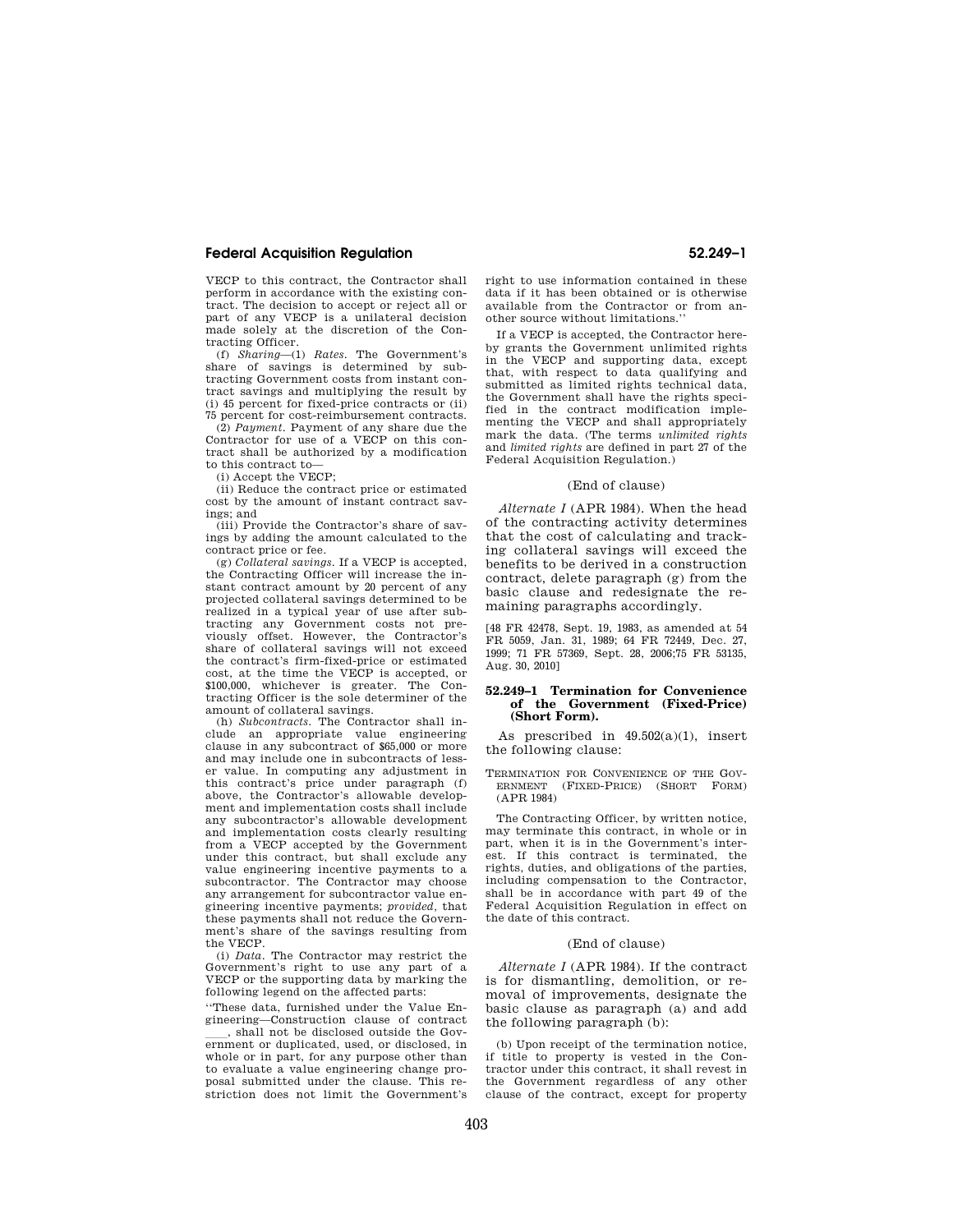VECP to this contract, the Contractor shall perform in accordance with the existing contract. The decision to accept or reject all or part of any VECP is a unilateral decision made solely at the discretion of the Contracting Officer.

(f) *Sharing*—(1) *Rates*. The Government's share of savings is determined by subtracting Government costs from instant contract savings and multiplying the result by (i) 45 percent for fixed-price contracts or (ii) 75 percent for cost-reimbursement contracts.

(2) *Payment*. Payment of any share due the Contractor for use of a VECP on this contract shall be authorized by a modification to this contract to—

(i) Accept the VECP;

(ii) Reduce the contract price or estimated cost by the amount of instant contract savings; and

(iii) Provide the Contractor's share of savings by adding the amount calculated to the contract price or fee.

(g) *Collateral savings*. If a VECP is accepted, the Contracting Officer will increase the instant contract amount by 20 percent of any projected collateral savings determined to be realized in a typical year of use after subtracting any Government costs not previously offset. However, the Contractor's share of collateral savings will not exceed the contract's firm-fixed-price or estimated cost, at the time the VECP is accepted, or $100,000, whichever is greater. The Contracting Officer is the sole determiner of the amount of collateral savings.

(h) *Subcontracts*. The Contractor shall include an appropriate value engineering clause in any subcontract of $65,000 or more and may include one in subcontracts of lesser value. In computing any adjustment in this contract's price under paragraph (f) above, the Contractor's allowable development and implementation costs shall include any subcontractor's allowable development and implementation costs clearly resulting from a VECP accepted by the Government under this contract, but shall exclude any value engineering incentive payments to a subcontractor. The Contractor may choose any arrangement for subcontractor value engineering incentive payments; *provided*, that these payments shall not reduce the Government's share of the savings resulting from the VECP.

(i) *Data*. The Contractor may restrict the Government's right to use any part of a VECP or the supporting data by marking the following legend on the affected parts:

"These data, furnished under the Value Engineering—Construction clause of contract \_\_\_\_, shall not be disclosed outside the Government or duplicated, used, or disclosed, in whole or in part, for any purpose other than to evaluate a value engineering change proposal submitted under the clause. This restriction does not limit the Government's right to use information contained in these data if it has been obtained or is otherwise available from the Contractor or from another source without limitations."

If a VECP is accepted, the Contractor hereby grants the Government unlimited rights in the VECP and supporting data, except that, with respect to data qualifying and submitted as limited rights technical data, the Government shall have the rights specified in the contract modification implementing the VECP and shall appropriately mark the data. (The terms *unlimited rights* and *limited rights* are defined in part 27 of the Federal Acquisition Regulation.)

(End of clause)

*Alternate I* (APR 1984). When the head of the contracting activity determines that the cost of calculating and tracking collateral savings will exceed the benefits to be derived in a construction contract, delete paragraph (g) from the basic clause and redesignate the remaining paragraphs accordingly.

[48 FR 42478, Sept. 19, 1983, as amended at 54 FR 5059, Jan. 31, 1989; 64 FR 72449, Dec. 27, 1999; 71 FR 57369, Sept. 28, 2006;75 FR 53135, Aug. 30, 2010]

### 52.249–1 Termination for Convenience of the Government (Fixed-Price) (Short Form).

As prescribed in 49.502(a)(1), insert the following clause:

TERMINATION FOR CONVENIENCE OF THE GOVERNMENT (FIXED-PRICE) (SHORT FORM) (APR 1984)

The Contracting Officer, by written notice, may terminate this contract, in whole or in part, when it is in the Government's interest. If this contract is terminated, the rights, duties, and obligations of the parties, including compensation to the Contractor, shall be in accordance with part 49 of the Federal Acquisition Regulation in effect on the date of this contract.

(End of clause)

*Alternate I* (APR 1984). If the contract is for dismantling, demolition, or removal of improvements, designate the basic clause as paragraph (a) and add the following paragraph (b):

(b) Upon receipt of the termination notice, if title to property is vested in the Contractor under this contract, it shall revest in the Government regardless of any other clause of the contract, except for property